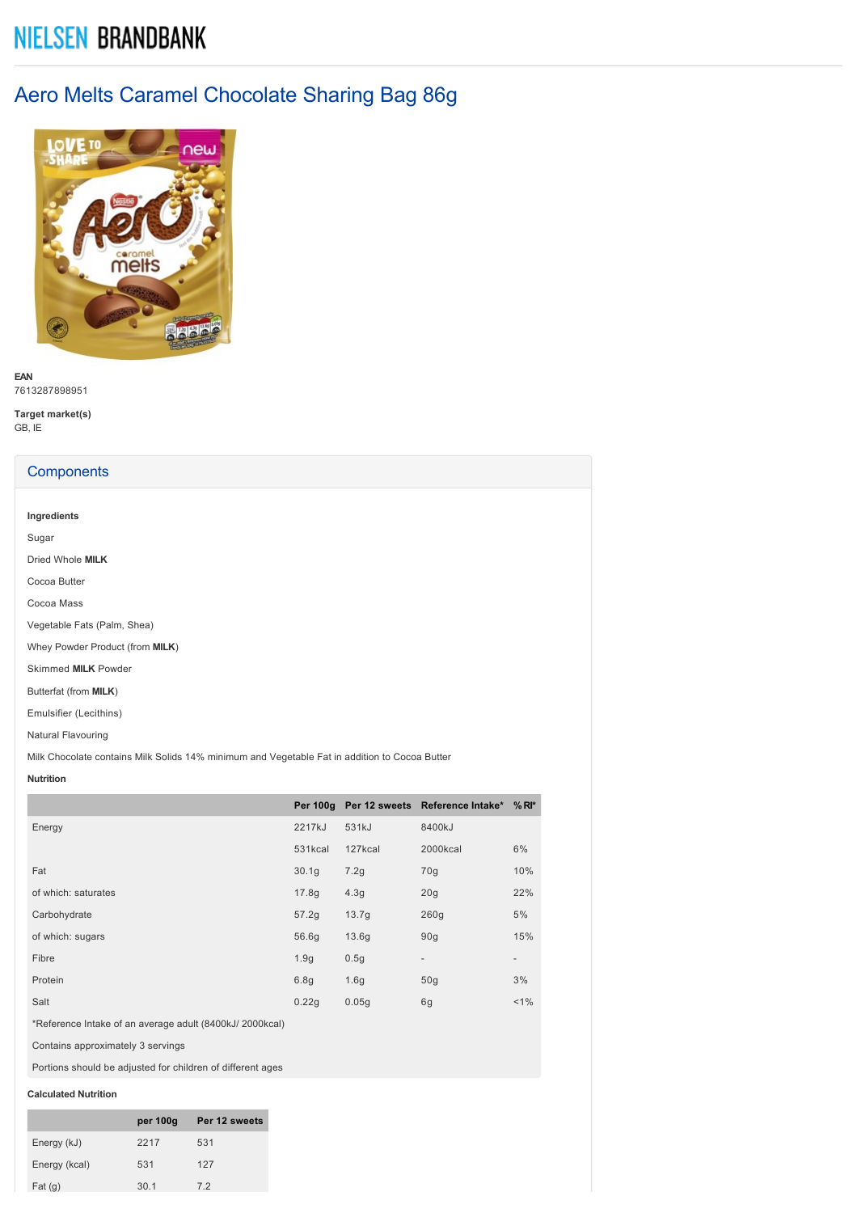# NIELSEN BRANDBANK

## Aero Melts Caramel Chocolate Sharing Bag 86g

**EAN**
7613287898951

**Target market(s)**
GB, IE

## Components

**Ingredients**

Sugar

Dried Whole **MILK**

Cocoa Butter

Cocoa Mass

Vegetable Fats (Palm, Shea)

Whey Powder Product (from **MILK**)

Skimmed **MILK** Powder

Butterfat (from **MILK**)

Emulsifier (Lecithins)

Natural Flavouring

Milk Chocolate contains Milk Solids 14% minimum and Vegetable Fat in addition to Cocoa Butter

**Nutrition**

| | Per 100g | Per 12 sweets | Reference Intake* | % RI* |
|---|---|---|---|---|
| Energy | 2217kJ | 531kJ | 8400kJ | |
| | 531kcal | 127kcal | 2000kcal | 6% |
| Fat | 30.1g | 7.2g | 70g | 10% |
| of which: saturates | 17.8g | 4.3g | 20g | 22% |
| Carbohydrate | 57.2g | 13.7g | 260g | 5% |
| of which: sugars | 56.6g | 13.6g | 90g | 15% |
| Fibre | 1.9g | 0.5g | - | - |
| Protein | 6.8g | 1.6g | 50g | 3% |
| Salt | 0.22g | 0.05g | 6g | <1% |

*Reference Intake of an average adult (8400kJ/ 2000kcal)

Contains approximately 3 servings

Portions should be adjusted for children of different ages

**Calculated Nutrition**

| | per 100g | Per 12 sweets |
|---|---|---|
| Energy (kJ) | 2217 | 531 |
| Energy (kcal) | 531 | 127 |
| Fat (g) | 30.1 | 7.2 |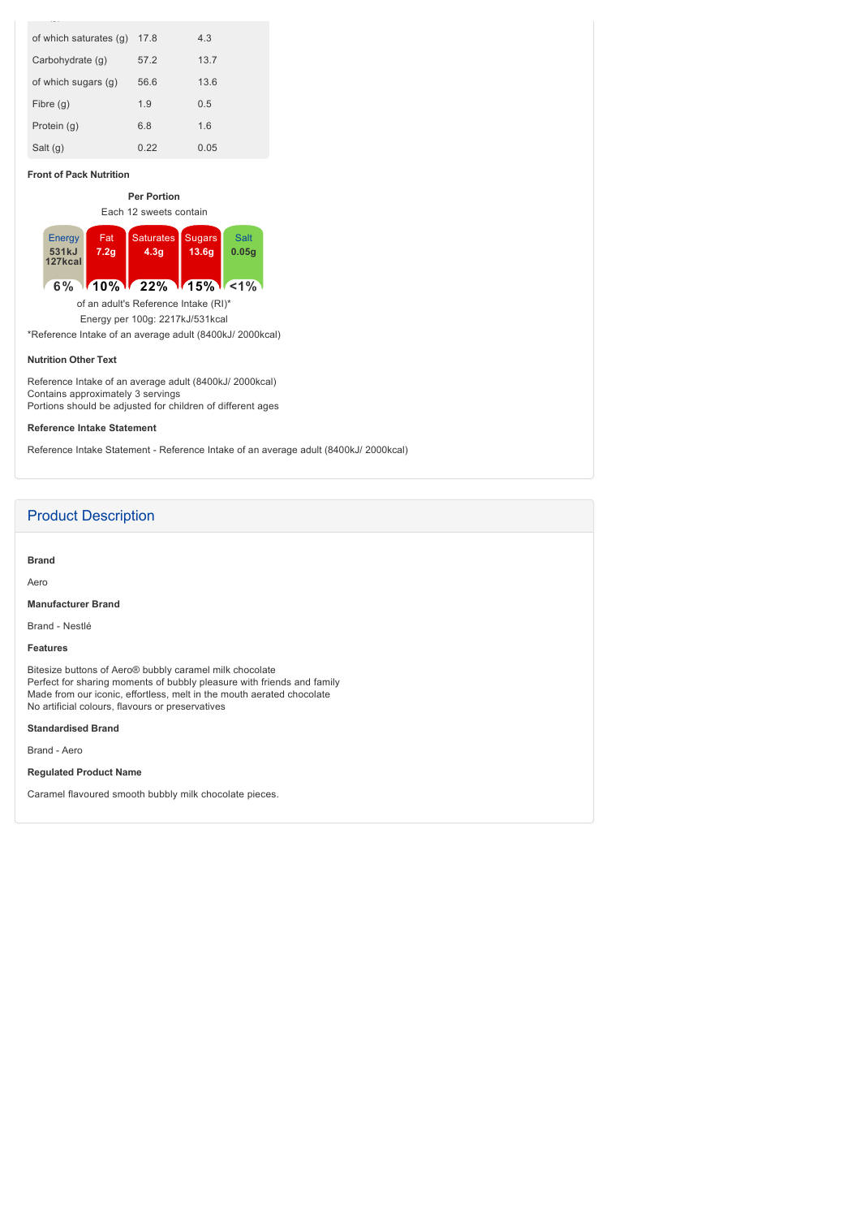| of which saturates (g) | 17.8 | 4.3 |
|---|---|---|
| Carbohydrate (g) | 57.2 | 13.7 |
| of which sugars (g) | 56.6 | 13.6 |
| Fibre (g) | 1.9 | 0.5 |
| Protein (g) | 6.8 | 1.6 |
| Salt (g) | 0.22 | 0.05 |

**Front of Pack Nutrition**

**Per Portion**

Each 12 sweets contain

| Energy | Fat | Saturates | Sugars | Salt |
|---|---|---|---|---|
| 531kJ 127kcal | 7.2g | 4.3g | 13.6g | 0.05g |
| 6% | 10% | 22% | 15% | <1% |

of an adult's Reference Intake (RI)*

Energy per 100g: 2217kJ/531kcal

*Reference Intake of an average adult (8400kJ/ 2000kcal)

**Nutrition Other Text**

Reference Intake of an average adult (8400kJ/ 2000kcal)
Contains approximately 3 servings
Portions should be adjusted for children of different ages

**Reference Intake Statement**

Reference Intake Statement - Reference Intake of an average adult (8400kJ/ 2000kcal)

## Product Description

**Brand**

Aero

**Manufacturer Brand**

Brand - Nestlé

**Features**

Bitesize buttons of Aero® bubbly caramel milk chocolate
Perfect for sharing moments of bubbly pleasure with friends and family
Made from our iconic, effortless, melt in the mouth aerated chocolate
No artificial colours, flavours or preservatives

**Standardised Brand**

Brand - Aero

**Regulated Product Name**

Caramel flavoured smooth bubbly milk chocolate pieces.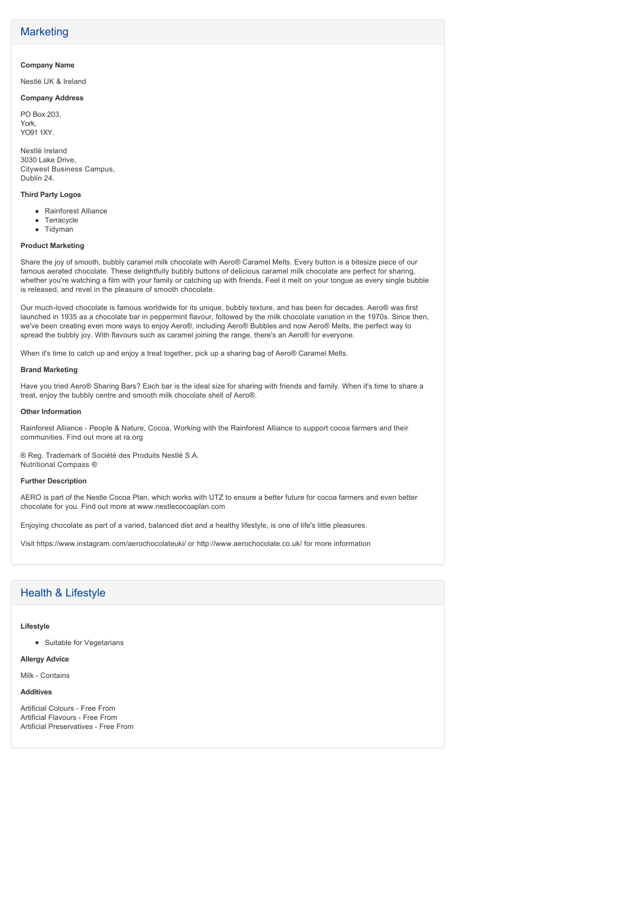## Marketing

**Company Name**

Nestlé UK & Ireland

**Company Address**

PO Box 203,
York,
YO91 1XY.

Nestlé Ireland
3030 Lake Drive,
Citywest Business Campus,
Dublin 24.

**Third Party Logos**

- Rainforest Alliance
- Terracycle
- Tidyman

**Product Marketing**

Share the joy of smooth, bubbly caramel milk chocolate with Aero® Caramel Melts. Every button is a bitesize piece of our famous aerated chocolate. These delightfully bubbly buttons of delicious caramel milk chocolate are perfect for sharing, whether you're watching a film with your family or catching up with friends. Feel it melt on your tongue as every single bubble is released, and revel in the pleasure of smooth chocolate.

Our much-loved chocolate is famous worldwide for its unique, bubbly texture, and has been for decades. Aero® was first launched in 1935 as a chocolate bar in peppermint flavour, followed by the milk chocolate variation in the 1970s. Since then, we've been creating even more ways to enjoy Aero®, including Aero® Bubbles and now Aero® Melts, the perfect way to spread the bubbly joy. With flavours such as caramel joining the range, there's an Aero® for everyone.

When it's time to catch up and enjoy a treat together, pick up a sharing bag of Aero® Caramel Melts.

**Brand Marketing**

Have you tried Aero® Sharing Bars? Each bar is the ideal size for sharing with friends and family. When it's time to share a treat, enjoy the bubbly centre and smooth milk chocolate shell of Aero®.

**Other Information**

Rainforest Alliance - People & Nature, Cocoa, Working with the Rainforest Alliance to support cocoa farmers and their communities. Find out more at ra.org

® Reg. Trademark of Société des Produits Nestlé S.A.
Nutritional Compass ®

**Further Description**

AERO is part of the Nestle Cocoa Plan, which works with UTZ to ensure a better future for cocoa farmers and even better chocolate for you. Find out more at www.nestlecocoaplan.com

Enjoying chocolate as part of a varied, balanced diet and a healthy lifestyle, is one of life's little pleasures.

Visit https://www.instagram.com/aerochocolateuki/ or http://www.aerochocolate.co.uk/ for more information

## Health & Lifestyle

**Lifestyle**

- Suitable for Vegetarians

**Allergy Advice**

Milk - Contains

**Additives**

Artificial Colours - Free From
Artificial Flavours - Free From
Artificial Preservatives - Free From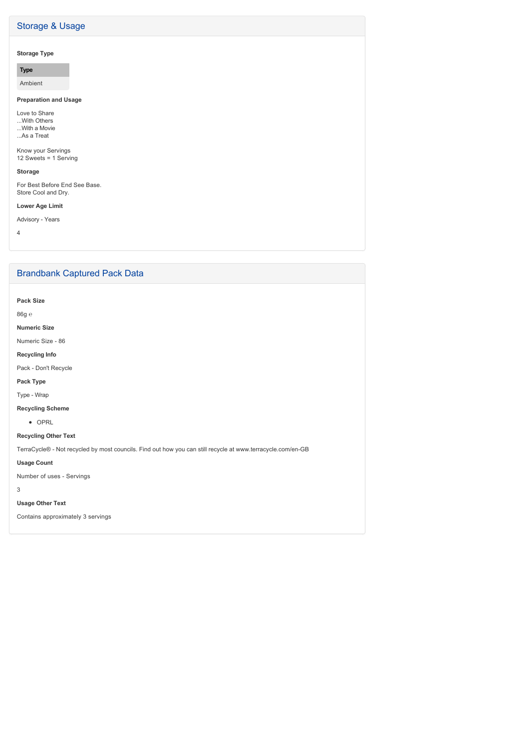## Storage & Usage

**Storage Type**

| Type |
| --- |
| Ambient |

**Preparation and Usage**

Love to Share
...With Others
...With a Movie
...As a Treat

Know your Servings
12 Sweets = 1 Serving

**Storage**

For Best Before End See Base.
Store Cool and Dry.

**Lower Age Limit**

Advisory - Years

4

## Brandbank Captured Pack Data

**Pack Size**

86g ℮

**Numeric Size**

Numeric Size - 86

**Recycling Info**

Pack - Don't Recycle

**Pack Type**

Type - Wrap

**Recycling Scheme**

- OPRL

**Recycling Other Text**

TerraCycle® - Not recycled by most councils. Find out how you can still recycle at www.terracycle.com/en-GB

**Usage Count**

Number of uses - Servings

3

**Usage Other Text**

Contains approximately 3 servings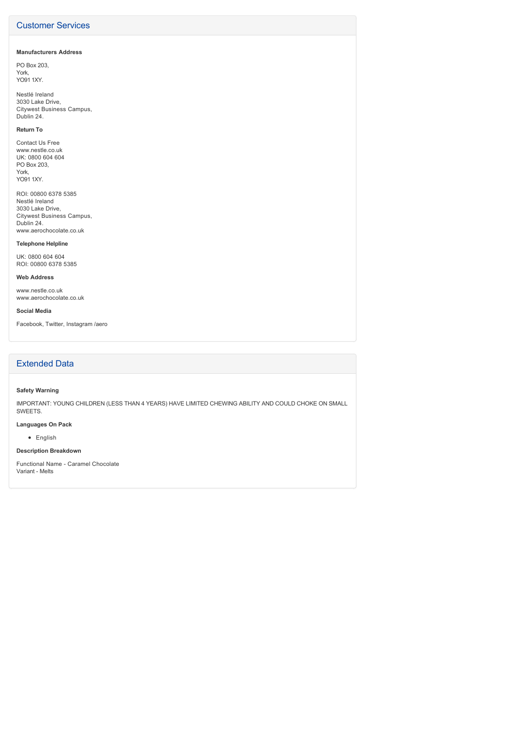## Customer Services

**Manufacturers Address**

PO Box 203,
York,
YO91 1XY.

Nestlé Ireland
3030 Lake Drive,
Citywest Business Campus,
Dublin 24.

**Return To**

Contact Us Free
www.nestle.co.uk
UK: 0800 604 604
PO Box 203,
York,
YO91 1XY.

ROI: 00800 6378 5385
Nestlé Ireland
3030 Lake Drive,
Citywest Business Campus,
Dublin 24.
www.aerochocolate.co.uk

**Telephone Helpline**

UK: 0800 604 604
ROI: 00800 6378 5385

**Web Address**

www.nestle.co.uk
www.aerochocolate.co.uk

**Social Media**

Facebook, Twitter, Instagram /aero

## Extended Data

**Safety Warning**

IMPORTANT: YOUNG CHILDREN (LESS THAN 4 YEARS) HAVE LIMITED CHEWING ABILITY AND COULD CHOKE ON SMALL SWEETS.

**Languages On Pack**

- English

**Description Breakdown**

Functional Name - Caramel Chocolate
Variant - Melts